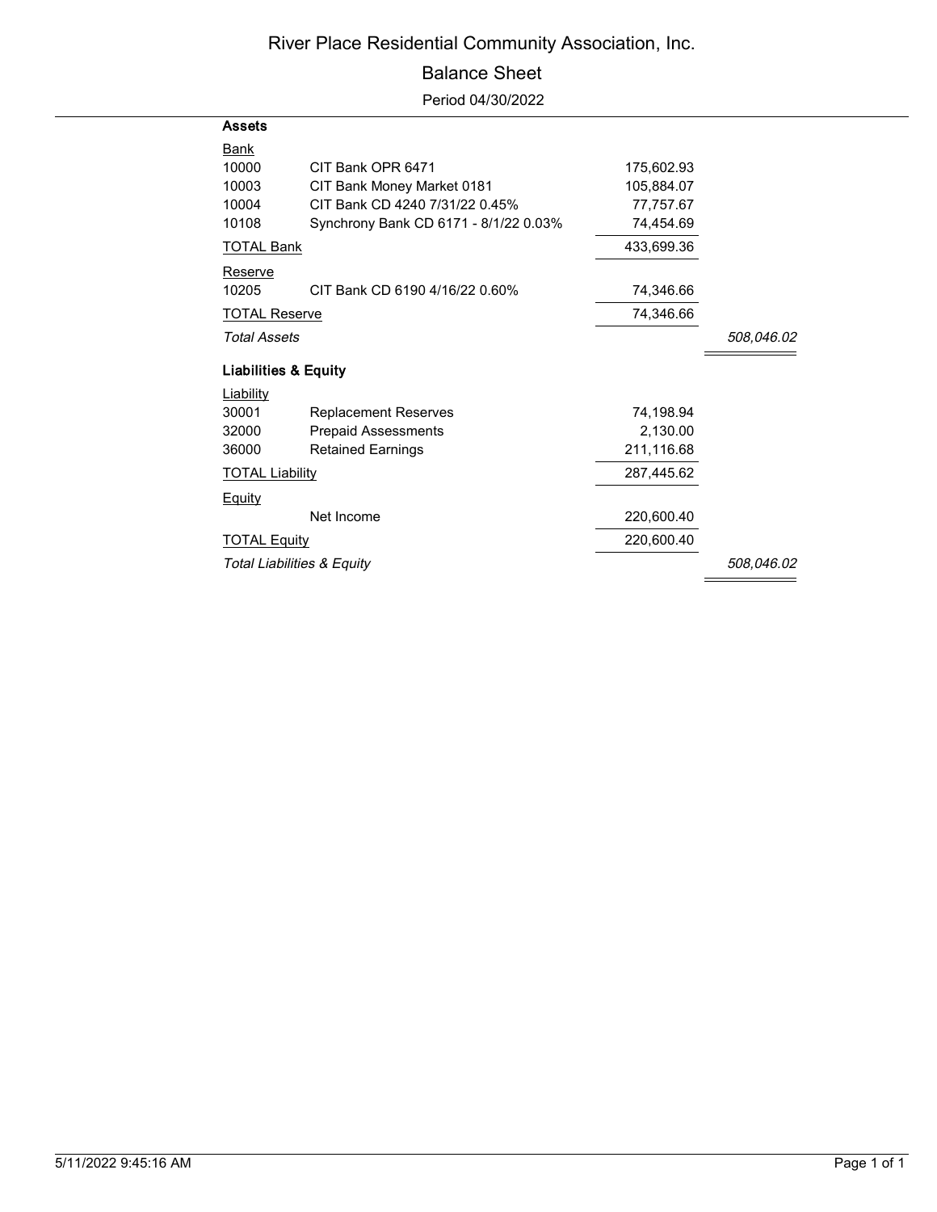# River Place Residential Community Association, Inc.

## Balance Sheet

Period 04/30/2022

| | | | |
|---|---|---|---|
| **Assets** | | | |
| Bank | | | |
| 10000 | CIT Bank OPR 6471 | 175,602.93 | |
| 10003 | CIT Bank Money Market 0181 | 105,884.07 | |
| 10004 | CIT Bank CD 4240 7/31/22 0.45% | 77,757.67 | |
| 10108 | Synchrony Bank CD 6171 - 8/1/22 0.03% | 74,454.69 | |
| TOTAL Bank | | 433,699.36 | |
| Reserve | | | |
| 10205 | CIT Bank CD 6190 4/16/22 0.60% | 74,346.66 | |
| TOTAL Reserve | | 74,346.66 | |
| *Total Assets* | | | *508,046.02* |
| **Liabilities & Equity** | | | |
| Liability | | | |
| 30001 | Replacement Reserves | 74,198.94 | |
| 32000 | Prepaid Assessments | 2,130.00 | |
| 36000 | Retained Earnings | 211,116.68 | |
| TOTAL Liability | | 287,445.62 | |
| Equity | | | |
| | Net Income | 220,600.40 | |
| TOTAL Equity | | 220,600.40 | |
| *Total Liabilities & Equity* | | | *508,046.02* |

5/11/2022 9:45:16 AM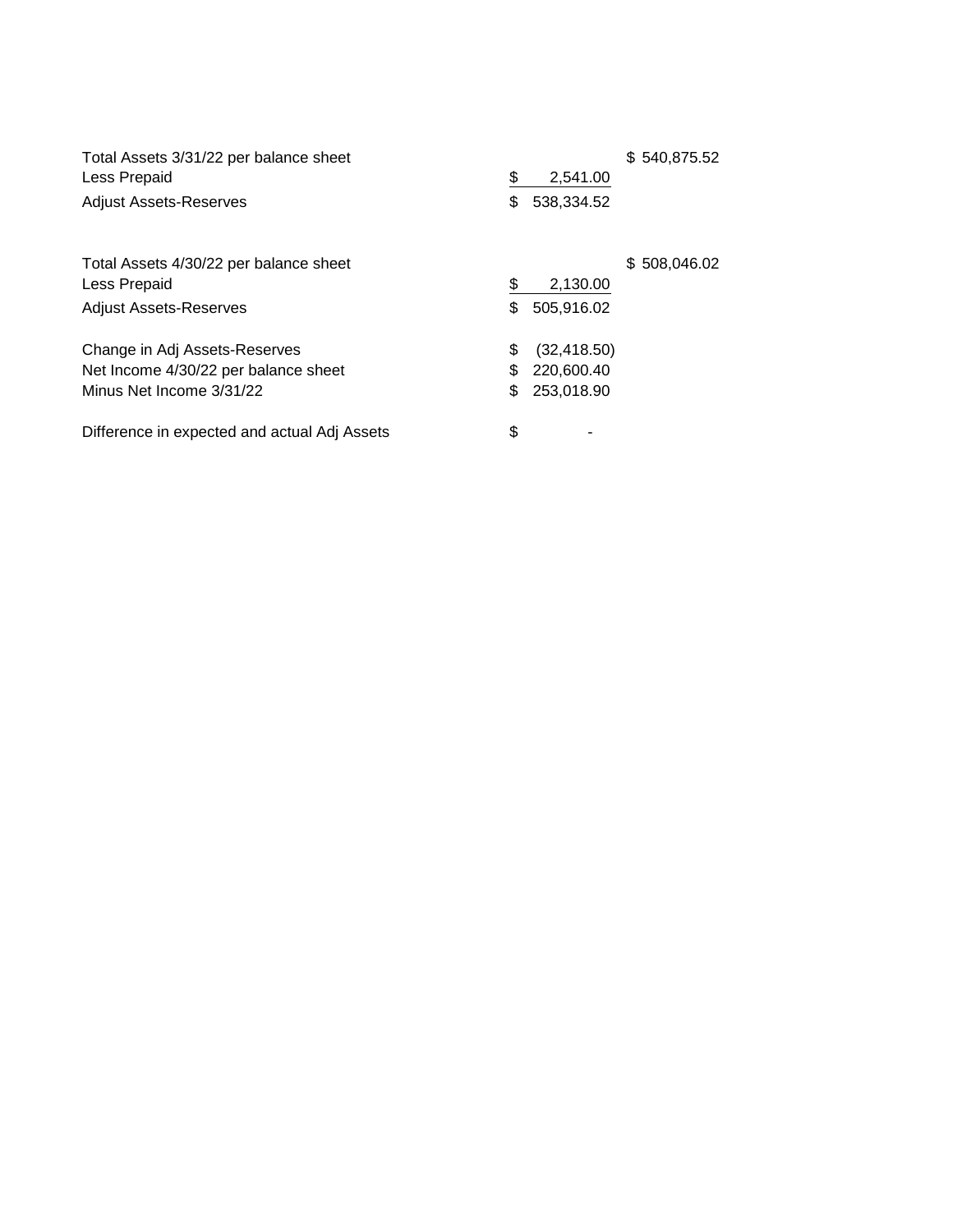| | | |
|---|---|---|
| Total Assets 3/31/22 per balance sheet | | $ 540,875.52 |
| Less Prepaid | $ 2,541.00 | |
| Adjust Assets-Reserves | $ 538,334.52 | |
| | | |
| Total Assets 4/30/22 per balance sheet | | $ 508,046.02 |
| Less Prepaid | $ 2,130.00 | |
| Adjust Assets-Reserves | $ 505,916.02 | |
| | | |
| Change in Adj Assets-Reserves | $ (32,418.50) | |
| Net Income 4/30/22 per balance sheet | $ 220,600.40 | |
| Minus Net Income 3/31/22 | $ 253,018.90 | |
| | | |
| Difference in expected and actual Adj Assets | $ - | |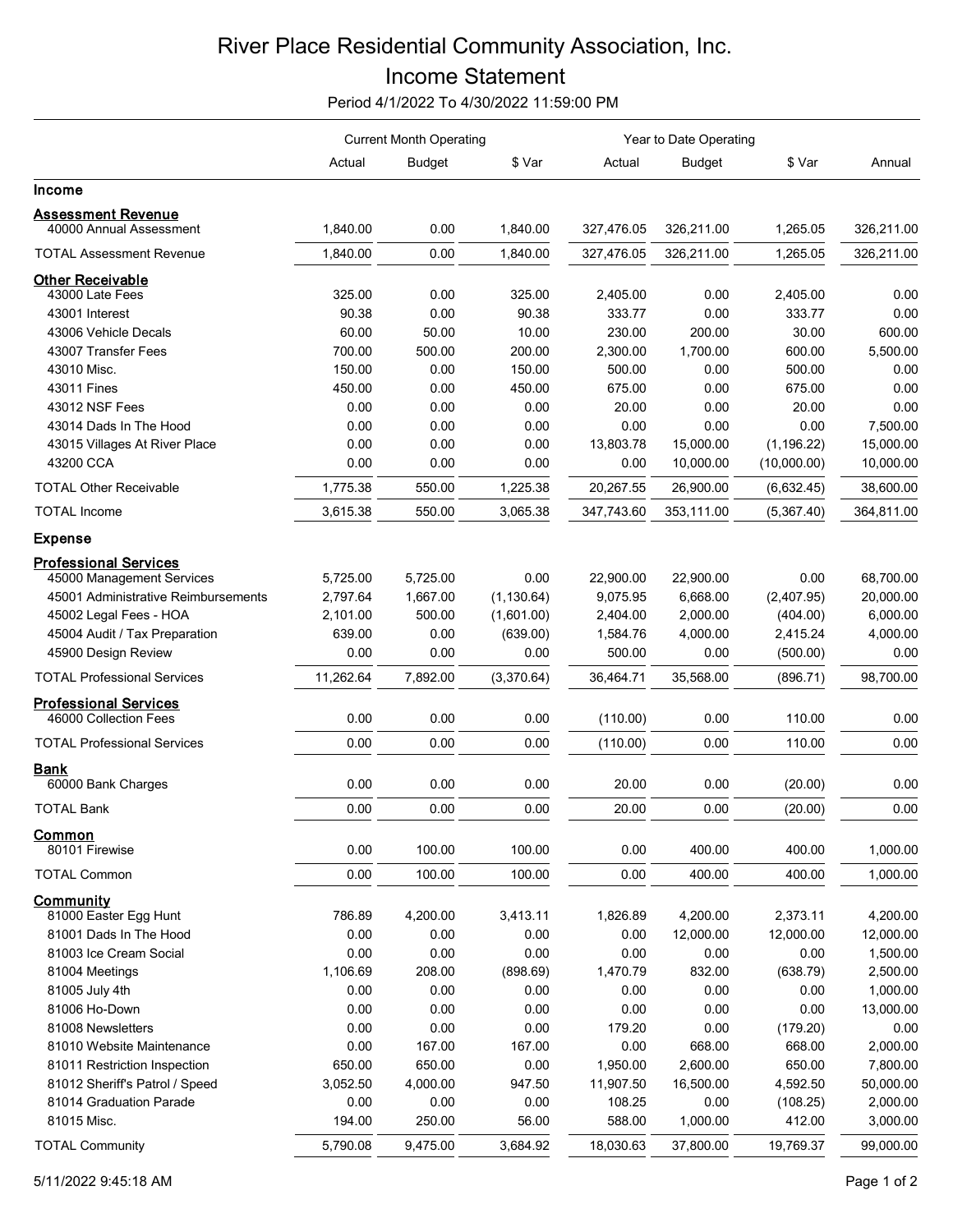# River Place Residential Community Association, Inc.

## Income Statement

Period 4/1/2022 To 4/30/2022 11:59:00 PM

| | Current Month Operating | | | Year to Date Operating | | | |
|---|---|---|---|---|---|---|---|
| | Actual | Budget | $ Var | Actual | Budget | $ Var | Annual |
| **Income** | | | | | | | |
| **Assessment Revenue** | | | | | | | |
| 40000 Annual Assessment | 1,840.00 | 0.00 | 1,840.00 | 327,476.05 | 326,211.00 | 1,265.05 | 326,211.00 |
| TOTAL Assessment Revenue | 1,840.00 | 0.00 | 1,840.00 | 327,476.05 | 326,211.00 | 1,265.05 | 326,211.00 |
| **Other Receivable** | | | | | | | |
| 43000 Late Fees | 325.00 | 0.00 | 325.00 | 2,405.00 | 0.00 | 2,405.00 | 0.00 |
| 43001 Interest | 90.38 | 0.00 | 90.38 | 333.77 | 0.00 | 333.77 | 0.00 |
| 43006 Vehicle Decals | 60.00 | 50.00 | 10.00 | 230.00 | 200.00 | 30.00 | 600.00 |
| 43007 Transfer Fees | 700.00 | 500.00 | 200.00 | 2,300.00 | 1,700.00 | 600.00 | 5,500.00 |
| 43010 Misc. | 150.00 | 0.00 | 150.00 | 500.00 | 0.00 | 500.00 | 0.00 |
| 43011 Fines | 450.00 | 0.00 | 450.00 | 675.00 | 0.00 | 675.00 | 0.00 |
| 43012 NSF Fees | 0.00 | 0.00 | 0.00 | 20.00 | 0.00 | 20.00 | 0.00 |
| 43014 Dads In The Hood | 0.00 | 0.00 | 0.00 | 0.00 | 0.00 | 0.00 | 7,500.00 |
| 43015 Villages At River Place | 0.00 | 0.00 | 0.00 | 13,803.78 | 15,000.00 | (1,196.22) | 15,000.00 |
| 43200 CCA | 0.00 | 0.00 | 0.00 | 0.00 | 10,000.00 | (10,000.00) | 10,000.00 |
| TOTAL Other Receivable | 1,775.38 | 550.00 | 1,225.38 | 20,267.55 | 26,900.00 | (6,632.45) | 38,600.00 |
| TOTAL Income | 3,615.38 | 550.00 | 3,065.38 | 347,743.60 | 353,111.00 | (5,367.40) | 364,811.00 |
| **Expense** | | | | | | | |
| **Professional Services** | | | | | | | |
| 45000 Management Services | 5,725.00 | 5,725.00 | 0.00 | 22,900.00 | 22,900.00 | 0.00 | 68,700.00 |
| 45001 Administrative Reimbursements | 2,797.64 | 1,667.00 | (1,130.64) | 9,075.95 | 6,668.00 | (2,407.95) | 20,000.00 |
| 45002 Legal Fees - HOA | 2,101.00 | 500.00 | (1,601.00) | 2,404.00 | 2,000.00 | (404.00) | 6,000.00 |
| 45004 Audit / Tax Preparation | 639.00 | 0.00 | (639.00) | 1,584.76 | 4,000.00 | 2,415.24 | 4,000.00 |
| 45900 Design Review | 0.00 | 0.00 | 0.00 | 500.00 | 0.00 | (500.00) | 0.00 |
| TOTAL Professional Services | 11,262.64 | 7,892.00 | (3,370.64) | 36,464.71 | 35,568.00 | (896.71) | 98,700.00 |
| **Professional Services** | | | | | | | |
| 46000 Collection Fees | 0.00 | 0.00 | 0.00 | (110.00) | 0.00 | 110.00 | 0.00 |
| TOTAL Professional Services | 0.00 | 0.00 | 0.00 | (110.00) | 0.00 | 110.00 | 0.00 |
| **Bank** | | | | | | | |
| 60000 Bank Charges | 0.00 | 0.00 | 0.00 | 20.00 | 0.00 | (20.00) | 0.00 |
| TOTAL Bank | 0.00 | 0.00 | 0.00 | 20.00 | 0.00 | (20.00) | 0.00 |
| **Common** | | | | | | | |
| 80101 Firewise | 0.00 | 100.00 | 100.00 | 0.00 | 400.00 | 400.00 | 1,000.00 |
| TOTAL Common | 0.00 | 100.00 | 100.00 | 0.00 | 400.00 | 400.00 | 1,000.00 |
| **Community** | | | | | | | |
| 81000 Easter Egg Hunt | 786.89 | 4,200.00 | 3,413.11 | 1,826.89 | 4,200.00 | 2,373.11 | 4,200.00 |
| 81001 Dads In The Hood | 0.00 | 0.00 | 0.00 | 0.00 | 12,000.00 | 12,000.00 | 12,000.00 |
| 81003 Ice Cream Social | 0.00 | 0.00 | 0.00 | 0.00 | 0.00 | 0.00 | 1,500.00 |
| 81004 Meetings | 1,106.69 | 208.00 | (898.69) | 1,470.79 | 832.00 | (638.79) | 2,500.00 |
| 81005 July 4th | 0.00 | 0.00 | 0.00 | 0.00 | 0.00 | 0.00 | 1,000.00 |
| 81006 Ho-Down | 0.00 | 0.00 | 0.00 | 0.00 | 0.00 | 0.00 | 13,000.00 |
| 81008 Newsletters | 0.00 | 0.00 | 0.00 | 179.20 | 0.00 | (179.20) | 0.00 |
| 81010 Website Maintenance | 0.00 | 167.00 | 167.00 | 0.00 | 668.00 | 668.00 | 2,000.00 |
| 81011 Restriction Inspection | 650.00 | 650.00 | 0.00 | 1,950.00 | 2,600.00 | 650.00 | 7,800.00 |
| 81012 Sheriff's Patrol / Speed | 3,052.50 | 4,000.00 | 947.50 | 11,907.50 | 16,500.00 | 4,592.50 | 50,000.00 |
| 81014 Graduation Parade | 0.00 | 0.00 | 0.00 | 108.25 | 0.00 | (108.25) | 2,000.00 |
| 81015 Misc. | 194.00 | 250.00 | 56.00 | 588.00 | 1,000.00 | 412.00 | 3,000.00 |
| TOTAL Community | 5,790.08 | 9,475.00 | 3,684.92 | 18,030.63 | 37,800.00 | 19,769.37 | 99,000.00 |

5/11/2022 9:45:18 AM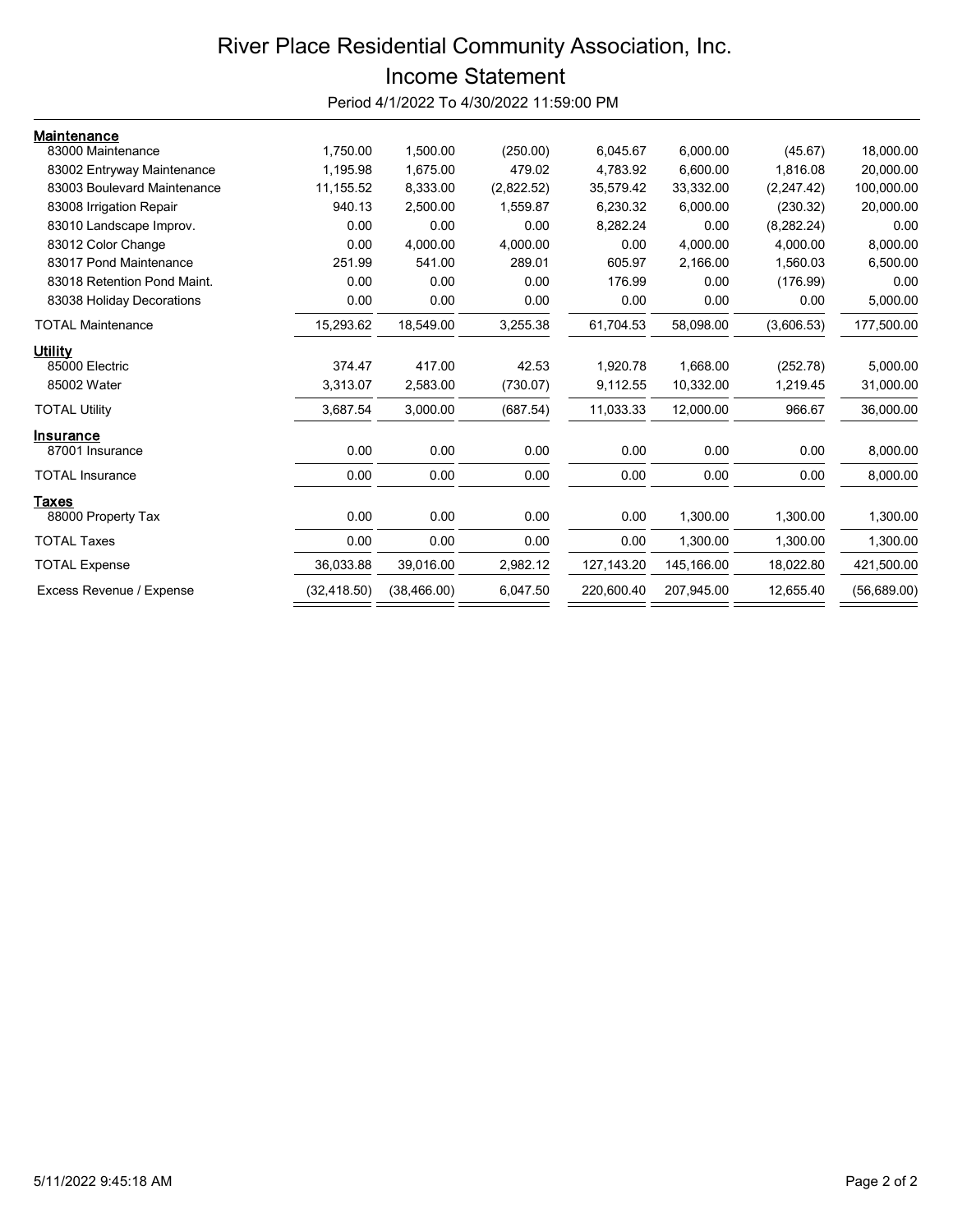# River Place Residential Community Association, Inc.

## Income Statement

Period 4/1/2022 To 4/30/2022 11:59:00 PM

| | | | | | | | |
|---|---|---|---|---|---|---|---|
| **Maintenance** | | | | | | | |
| 83000 Maintenance | 1,750.00 | 1,500.00 | (250.00) | 6,045.67 | 6,000.00 | (45.67) | 18,000.00 |
| 83002 Entryway Maintenance | 1,195.98 | 1,675.00 | 479.02 | 4,783.92 | 6,600.00 | 1,816.08 | 20,000.00 |
| 83003 Boulevard Maintenance | 11,155.52 | 8,333.00 | (2,822.52) | 35,579.42 | 33,332.00 | (2,247.42) | 100,000.00 |
| 83008 Irrigation Repair | 940.13 | 2,500.00 | 1,559.87 | 6,230.32 | 6,000.00 | (230.32) | 20,000.00 |
| 83010 Landscape Improv. | 0.00 | 0.00 | 0.00 | 8,282.24 | 0.00 | (8,282.24) | 0.00 |
| 83012 Color Change | 0.00 | 4,000.00 | 4,000.00 | 0.00 | 4,000.00 | 4,000.00 | 8,000.00 |
| 83017 Pond Maintenance | 251.99 | 541.00 | 289.01 | 605.97 | 2,166.00 | 1,560.03 | 6,500.00 |
| 83018 Retention Pond Maint. | 0.00 | 0.00 | 0.00 | 176.99 | 0.00 | (176.99) | 0.00 |
| 83038 Holiday Decorations | 0.00 | 0.00 | 0.00 | 0.00 | 0.00 | 0.00 | 5,000.00 |
| TOTAL Maintenance | 15,293.62 | 18,549.00 | 3,255.38 | 61,704.53 | 58,098.00 | (3,606.53) | 177,500.00 |
| **Utility** | | | | | | | |
| 85000 Electric | 374.47 | 417.00 | 42.53 | 1,920.78 | 1,668.00 | (252.78) | 5,000.00 |
| 85002 Water | 3,313.07 | 2,583.00 | (730.07) | 9,112.55 | 10,332.00 | 1,219.45 | 31,000.00 |
| TOTAL Utility | 3,687.54 | 3,000.00 | (687.54) | 11,033.33 | 12,000.00 | 966.67 | 36,000.00 |
| **Insurance** | | | | | | | |
| 87001 Insurance | 0.00 | 0.00 | 0.00 | 0.00 | 0.00 | 0.00 | 8,000.00 |
| TOTAL Insurance | 0.00 | 0.00 | 0.00 | 0.00 | 0.00 | 0.00 | 8,000.00 |
| **Taxes** | | | | | | | |
| 88000 Property Tax | 0.00 | 0.00 | 0.00 | 0.00 | 1,300.00 | 1,300.00 | 1,300.00 |
| TOTAL Taxes | 0.00 | 0.00 | 0.00 | 0.00 | 1,300.00 | 1,300.00 | 1,300.00 |
| TOTAL Expense | 36,033.88 | 39,016.00 | 2,982.12 | 127,143.20 | 145,166.00 | 18,022.80 | 421,500.00 |
| Excess Revenue / Expense | (32,418.50) | (38,466.00) | 6,047.50 | 220,600.40 | 207,945.00 | 12,655.40 | (56,689.00) |

5/11/2022 9:45:18 AM